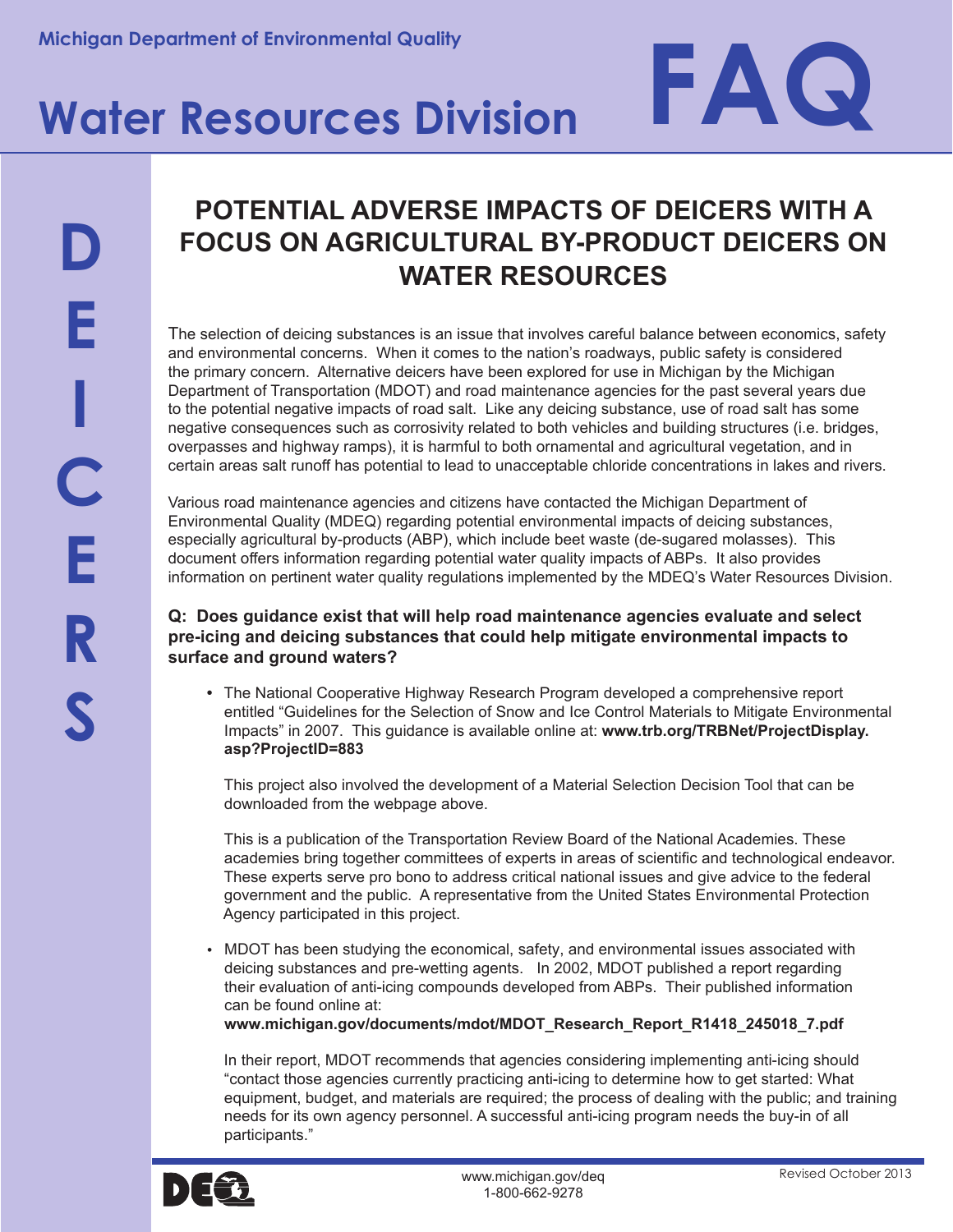Michigan Department of Environmental Quality

# Water Resources Division FAQ

DEICERS

## POTENTIAL ADVERSE IMPACTS OF DEICERS WITH A FOCUS ON AGRICULTURAL BY-PRODUCT DEICERS ON WATER RESOURCES

The selection of deicing substances is an issue that involves careful balance between economics, safety and environmental concerns. When it comes to the nation's roadways, public safety is considered the primary concern. Alternative deicers have been explored for use in Michigan by the Michigan Department of Transportation (MDOT) and road maintenance agencies for the past several years due to the potential negative impacts of road salt. Like any deicing substance, use of road salt has some negative consequences such as corrosivity related to both vehicles and building structures (i.e. bridges, overpasses and highway ramps), it is harmful to both ornamental and agricultural vegetation, and in certain areas salt runoff has potential to lead to unacceptable chloride concentrations in lakes and rivers.

Various road maintenance agencies and citizens have contacted the Michigan Department of Environmental Quality (MDEQ) regarding potential environmental impacts of deicing substances, especially agricultural by-products (ABP), which include beet waste (de-sugared molasses). This document offers information regarding potential water quality impacts of ABPs. It also provides information on pertinent water quality regulations implemented by the MDEQ's Water Resources Division.

**Q: Does guidance exist that will help road maintenance agencies evaluate and select pre-icing and deicing substances that could help mitigate environmental impacts to surface and ground waters?**

- The National Cooperative Highway Research Program developed a comprehensive report entitled "Guidelines for the Selection of Snow and Ice Control Materials to Mitigate Environmental Impacts" in 2007. This guidance is available online at: **www.trb.org/TRBNet/ProjectDisplay.asp?ProjectID=883**

  This project also involved the development of a Material Selection Decision Tool that can be downloaded from the webpage above.

  This is a publication of the Transportation Review Board of the National Academies. These academies bring together committees of experts in areas of scientific and technological endeavor. These experts serve pro bono to address critical national issues and give advice to the federal government and the public. A representative from the United States Environmental Protection Agency participated in this project.

- MDOT has been studying the economical, safety, and environmental issues associated with deicing substances and pre-wetting agents. In 2002, MDOT published a report regarding their evaluation of anti-icing compounds developed from ABPs. Their published information can be found online at:
  **www.michigan.gov/documents/mdot/MDOT_Research_Report_R1418_245018_7.pdf**

  In their report, MDOT recommends that agencies considering implementing anti-icing should "contact those agencies currently practicing anti-icing to determine how to get started: What equipment, budget, and materials are required; the process of dealing with the public; and training needs for its own agency personnel. A successful anti-icing program needs the buy-in of all participants."

www.michigan.gov/deq
1-800-662-9278

Revised October 2013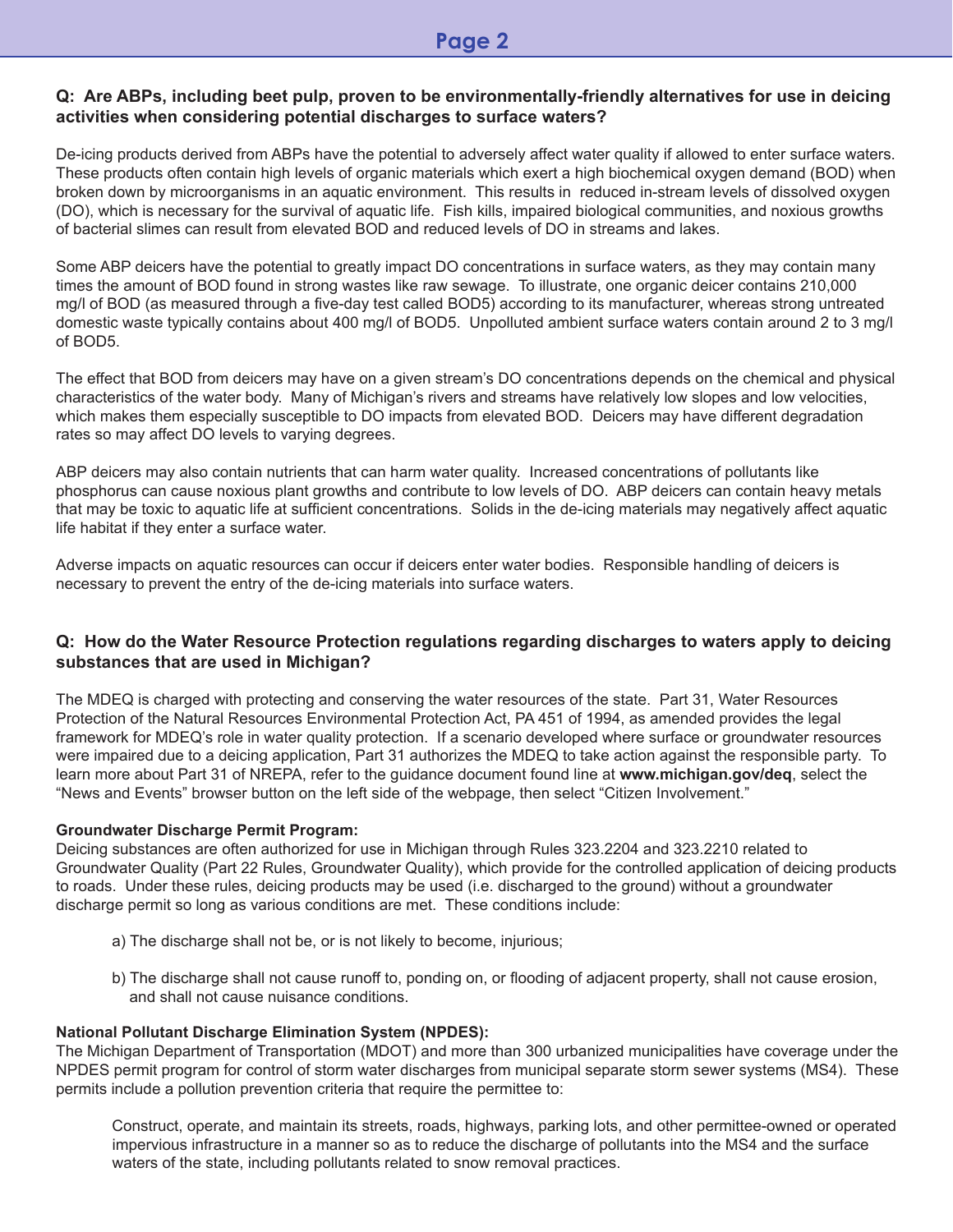**Q: Are ABPs, including beet pulp, proven to be environmentally-friendly alternatives for use in deicing activities when considering potential discharges to surface waters?**

De-icing products derived from ABPs have the potential to adversely affect water quality if allowed to enter surface waters. These products often contain high levels of organic materials which exert a high biochemical oxygen demand (BOD) when broken down by microorganisms in an aquatic environment. This results in reduced in-stream levels of dissolved oxygen (DO), which is necessary for the survival of aquatic life. Fish kills, impaired biological communities, and noxious growths of bacterial slimes can result from elevated BOD and reduced levels of DO in streams and lakes.

Some ABP deicers have the potential to greatly impact DO concentrations in surface waters, as they may contain many times the amount of BOD found in strong wastes like raw sewage. To illustrate, one organic deicer contains 210,000 mg/l of BOD (as measured through a five-day test called BOD5) according to its manufacturer, whereas strong untreated domestic waste typically contains about 400 mg/l of BOD5. Unpolluted ambient surface waters contain around 2 to 3 mg/l of BOD5.

The effect that BOD from deicers may have on a given stream's DO concentrations depends on the chemical and physical characteristics of the water body. Many of Michigan's rivers and streams have relatively low slopes and low velocities, which makes them especially susceptible to DO impacts from elevated BOD. Deicers may have different degradation rates so may affect DO levels to varying degrees.

ABP deicers may also contain nutrients that can harm water quality. Increased concentrations of pollutants like phosphorus can cause noxious plant growths and contribute to low levels of DO. ABP deicers can contain heavy metals that may be toxic to aquatic life at sufficient concentrations. Solids in the de-icing materials may negatively affect aquatic life habitat if they enter a surface water.

Adverse impacts on aquatic resources can occur if deicers enter water bodies. Responsible handling of deicers is necessary to prevent the entry of the de-icing materials into surface waters.

**Q: How do the Water Resource Protection regulations regarding discharges to waters apply to deicing substances that are used in Michigan?**

The MDEQ is charged with protecting and conserving the water resources of the state. Part 31, Water Resources Protection of the Natural Resources Environmental Protection Act, PA 451 of 1994, as amended provides the legal framework for MDEQ's role in water quality protection. If a scenario developed where surface or groundwater resources were impaired due to a deicing application, Part 31 authorizes the MDEQ to take action against the responsible party. To learn more about Part 31 of NREPA, refer to the guidance document found line at **www.michigan.gov/deq**, select the "News and Events" browser button on the left side of the webpage, then select "Citizen Involvement."

**Groundwater Discharge Permit Program:**
Deicing substances are often authorized for use in Michigan through Rules 323.2204 and 323.2210 related to Groundwater Quality (Part 22 Rules, Groundwater Quality), which provide for the controlled application of deicing products to roads. Under these rules, deicing products may be used (i.e. discharged to the ground) without a groundwater discharge permit so long as various conditions are met. These conditions include:

a) The discharge shall not be, or is not likely to become, injurious;

b) The discharge shall not cause runoff to, ponding on, or flooding of adjacent property, shall not cause erosion, and shall not cause nuisance conditions.

**National Pollutant Discharge Elimination System (NPDES):**
The Michigan Department of Transportation (MDOT) and more than 300 urbanized municipalities have coverage under the NPDES permit program for control of storm water discharges from municipal separate storm sewer systems (MS4). These permits include a pollution prevention criteria that require the permittee to:

> Construct, operate, and maintain its streets, roads, highways, parking lots, and other permittee-owned or operated impervious infrastructure in a manner so as to reduce the discharge of pollutants into the MS4 and the surface waters of the state, including pollutants related to snow removal practices.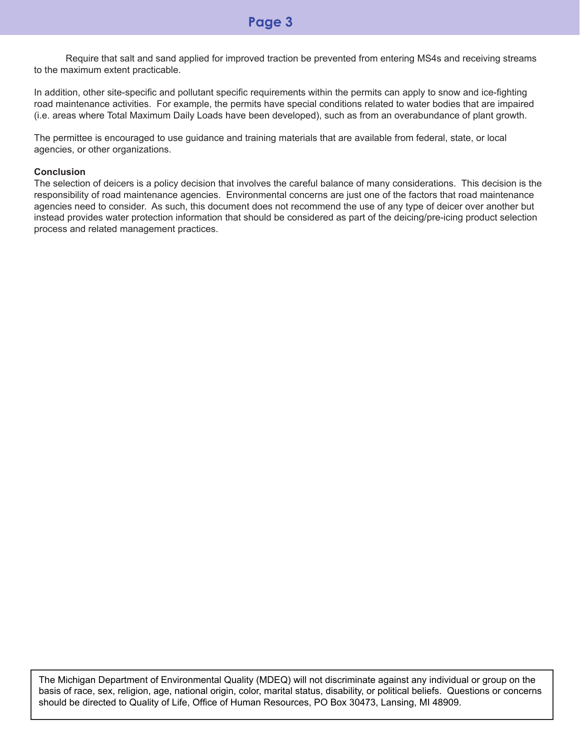Require that salt and sand applied for improved traction be prevented from entering MS4s and receiving streams to the maximum extent practicable.

In addition, other site-specific and pollutant specific requirements within the permits can apply to snow and ice-fighting road maintenance activities. For example, the permits have special conditions related to water bodies that are impaired (i.e. areas where Total Maximum Daily Loads have been developed), such as from an overabundance of plant growth.

The permittee is encouraged to use guidance and training materials that are available from federal, state, or local agencies, or other organizations.

**Conclusion**

The selection of deicers is a policy decision that involves the careful balance of many considerations. This decision is the responsibility of road maintenance agencies. Environmental concerns are just one of the factors that road maintenance agencies need to consider. As such, this document does not recommend the use of any type of deicer over another but instead provides water protection information that should be considered as part of the deicing/pre-icing product selection process and related management practices.

The Michigan Department of Environmental Quality (MDEQ) will not discriminate against any individual or group on the basis of race, sex, religion, age, national origin, color, marital status, disability, or political beliefs. Questions or concerns should be directed to Quality of Life, Office of Human Resources, PO Box 30473, Lansing, MI 48909.